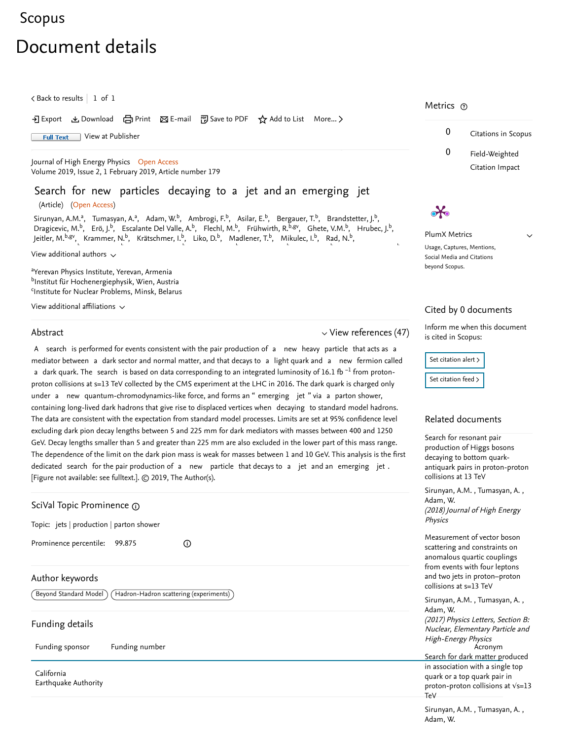Scopus

# Document details

< Back to results | 1 of 1

Export  Download  Print  E-mail  Save to PDF  Add to List  More...

Full Text  View at Publisher

Journal of High Energy Physics  Open Access
Volume 2019, Issue 2, 1 February 2019, Article number 179

## Search for new particles decaying to a jet and an emerging jet

(Article) (Open Access)

Sirunyan, A.M.[a], Tumasyan, A.[a], Adam, W.[b], Ambrogi, F.[b], Asilar, E.[b], Bergauer, T.[b], Brandstetter, J.[b], Dragicevic, M.[b], Erö, J.[b], Escalante Del Valle, A.[b], Flechl, M.[b], Frühwirth, R.[b,gv], Ghete, V.M.[b], Hrubec, J.[b], Jeitler, M.[b,gv], Krammer, N.[b], Krätschmer, I.[b], Liko, D.[b], Madlener, T.[b], Mikulec, I.[b], Rad, N.[b],

View additional authors

[a]Yerevan Physics Institute, Yerevan, Armenia
[b]Institut für Hochenergiephysik, Wien, Austria
[c]Institute for Nuclear Problems, Minsk, Belarus

View additional affiliations

### Abstract

View references (47)

A search is performed for events consistent with the pair production of a new heavy particle that acts as a mediator between a dark sector and normal matter, and that decays to a light quark and a new fermion called a dark quark. The search is based on data corresponding to an integrated luminosity of 16.1 $fb^{-1}$ from proton-proton collisions at s=13 TeV collected by the CMS experiment at the LHC in 2016. The dark quark is charged only under a new quantum-chromodynamics-like force, and forms an " emerging jet " via a parton shower, containing long-lived dark hadrons that give rise to displaced vertices when decaying to standard model hadrons. The data are consistent with the expectation from standard model processes. Limits are set at 95% confidence level excluding dark pion decay lengths between 5 and 225 mm for dark mediators with masses between 400 and 1250 GeV. Decay lengths smaller than 5 and greater than 225 mm are also excluded in the lower part of this mass range. The dependence of the limit on the dark pion mass is weak for masses between 1 and 10 GeV. This analysis is the first dedicated search for the pair production of a new particle that decays to a jet and an emerging jet . [Figure not available: see fulltext.]. © 2019, The Author(s).

### SciVal Topic Prominence

Topic: jets | production | parton shower

Prominence percentile: 99.875

### Author keywords

Beyond Standard Model | Hadron-Hadron scattering (experiments)

### Funding details

| Funding sponsor | Funding number | Acronym |
|---|---|---|
| California Earthquake Authority | | |

### Metrics

0 Citations in Scopus

0 Field-Weighted Citation Impact

PlumX Metrics

Usage, Captures, Mentions, Social Media and Citations beyond Scopus.

### Cited by 0 documents

Inform me when this document is cited in Scopus:

Set citation alert >

Set citation feed >

### Related documents

Search for resonant pair production of Higgs bosons decaying to bottom quark-antiquark pairs in proton-proton collisions at 13 TeV

Sirunyan, A.M. , Tumasyan, A. , Adam, W.
*(2018) Journal of High Energy Physics*

Measurement of vector boson scattering and constraints on anomalous quartic couplings from events with four leptons and two jets in proton–proton collisions at s=13 TeV

Sirunyan, A.M. , Tumasyan, A. , Adam, W.
*(2017) Physics Letters, Section B: Nuclear, Elementary Particle and High-Energy Physics*

Search for dark matter produced in association with a single top quark or a top quark pair in proton-proton collisions at √s=13 TeV

Sirunyan, A.M. , Tumasyan, A. , Adam, W.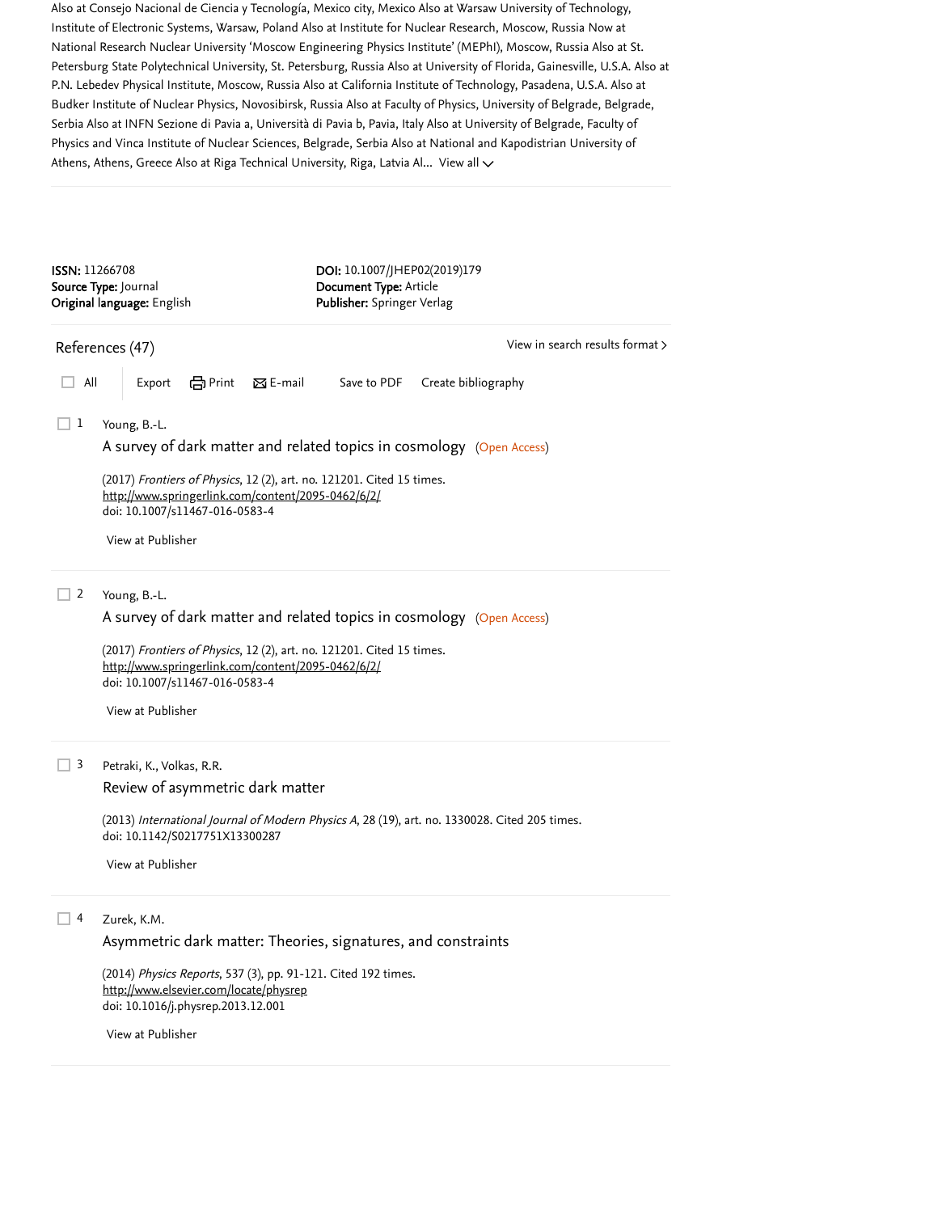Also at Consejo Nacional de Ciencia y Tecnología, Mexico city, Mexico Also at Warsaw University of Technology, Institute of Electronic Systems, Warsaw, Poland Also at Institute for Nuclear Research, Moscow, Russia Now at National Research Nuclear University 'Moscow Engineering Physics Institute' (MEPhI), Moscow, Russia Also at St. Petersburg State Polytechnical University, St. Petersburg, Russia Also at University of Florida, Gainesville, U.S.A. Also at P.N. Lebedev Physical Institute, Moscow, Russia Also at California Institute of Technology, Pasadena, U.S.A. Also at Budker Institute of Nuclear Physics, Novosibirsk, Russia Also at Faculty of Physics, University of Belgrade, Belgrade, Serbia Also at INFN Sezione di Pavia a, Università di Pavia b, Pavia, Italy Also at University of Belgrade, Faculty of Physics and Vinca Institute of Nuclear Sciences, Belgrade, Serbia Also at National and Kapodistrian University of Athens, Athens, Greece Also at Riga Technical University, Riga, Latvia Al... View all

**ISSN:** 11266708
**Source Type:** Journal
**Original language:** English

**DOI:** 10.1007/JHEP02(2019)179
**Document Type:** Article
**Publisher:** Springer Verlag

## References (47)

View in search results format >

All | Export | Print | E-mail | Save to PDF | Create bibliography

1 Young, B.-L.
A survey of dark matter and related topics in cosmology (Open Access)
(2017) *Frontiers of Physics*, 12 (2), art. no. 121201. Cited 15 times.
http://www.springerlink.com/content/2095-0462/6/2/
doi: 10.1007/s11467-016-0583-4

View at Publisher

2 Young, B.-L.
A survey of dark matter and related topics in cosmology (Open Access)
(2017) *Frontiers of Physics*, 12 (2), art. no. 121201. Cited 15 times.
http://www.springerlink.com/content/2095-0462/6/2/
doi: 10.1007/s11467-016-0583-4

View at Publisher

3 Petraki, K., Volkas, R.R.
Review of asymmetric dark matter
(2013) *International Journal of Modern Physics A*, 28 (19), art. no. 1330028. Cited 205 times.
doi: 10.1142/S0217751X13300287

View at Publisher

4 Zurek, K.M.
Asymmetric dark matter: Theories, signatures, and constraints
(2014) *Physics Reports*, 537 (3), pp. 91-121. Cited 192 times.
http://www.elsevier.com/locate/physrep
doi: 10.1016/j.physrep.2013.12.001

View at Publisher